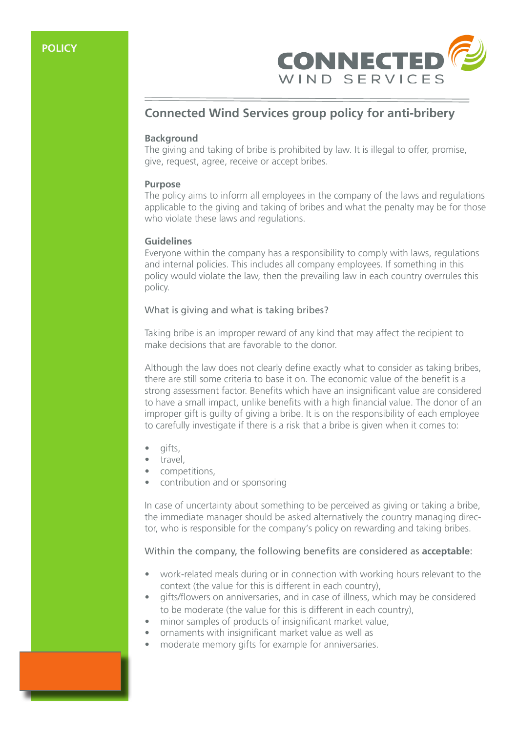POLICY

CONNECTED
WIND SERVICES

## Connected Wind Services group policy for anti-bribery

### Background

The giving and taking of bribe is prohibited by law. It is illegal to offer, promise, give, request, agree, receive or accept bribes.

### Purpose

The policy aims to inform all employees in the company of the laws and regulations applicable to the giving and taking of bribes and what the penalty may be for those who violate these laws and regulations.

### Guidelines

Everyone within the company has a responsibility to comply with laws, regulations and internal policies. This includes all company employees. If something in this policy would violate the law, then the prevailing law in each country overrules this policy.

What is giving and what is taking bribes?

Taking bribe is an improper reward of any kind that may affect the recipient to make decisions that are favorable to the donor.

Although the law does not clearly define exactly what to consider as taking bribes, there are still some criteria to base it on. The economic value of the benefit is a strong assessment factor. Benefits which have an insignificant value are considered to have a small impact, unlike benefits with a high financial value. The donor of an improper gift is guilty of giving a bribe. It is on the responsibility of each employee to carefully investigate if there is a risk that a bribe is given when it comes to:

- gifts,
- travel,
- competitions,
- contribution and or sponsoring

In case of uncertainty about something to be perceived as giving or taking a bribe, the immediate manager should be asked alternatively the country managing director, who is responsible for the company's policy on rewarding and taking bribes.

Within the company, the following benefits are considered as **acceptable**:

- work-related meals during or in connection with working hours relevant to the context (the value for this is different in each country),
- gifts/flowers on anniversaries, and in case of illness, which may be considered to be moderate (the value for this is different in each country),
- minor samples of products of insignificant market value,
- ornaments with insignificant market value as well as
- moderate memory gifts for example for anniversaries.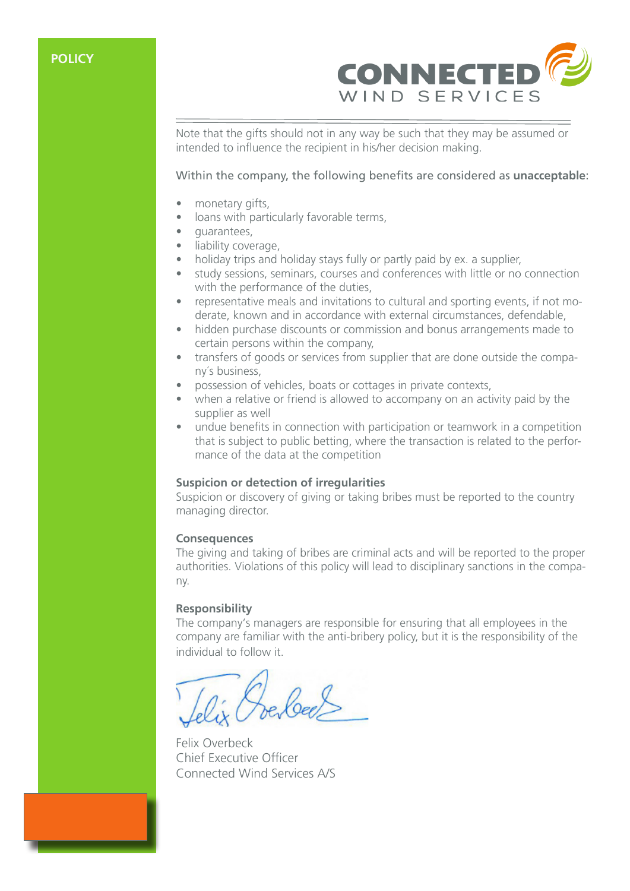Note that the gifts should not in any way be such that they may be assumed or intended to influence the recipient in his/her decision making.

Within the company, the following benefits are considered as **unacceptable**:

- monetary gifts,
- loans with particularly favorable terms,
- guarantees,
- liability coverage,
- holiday trips and holiday stays fully or partly paid by ex. a supplier,
- study sessions, seminars, courses and conferences with little or no connection with the performance of the duties,
- representative meals and invitations to cultural and sporting events, if not moderate, known and in accordance with external circumstances, defendable,
- hidden purchase discounts or commission and bonus arrangements made to certain persons within the company,
- transfers of goods or services from supplier that are done outside the company´s business,
- possession of vehicles, boats or cottages in private contexts,
- when a relative or friend is allowed to accompany on an activity paid by the supplier as well
- undue benefits in connection with participation or teamwork in a competition that is subject to public betting, where the transaction is related to the performance of the data at the competition

**Suspicion or detection of irregularities**

Suspicion or discovery of giving or taking bribes must be reported to the country managing director.

**Consequences**

The giving and taking of bribes are criminal acts and will be reported to the proper authorities. Violations of this policy will lead to disciplinary sanctions in the company.

**Responsibility**

The company's managers are responsible for ensuring that all employees in the company are familiar with the anti-bribery policy, but it is the responsibility of the individual to follow it.

Felix Overbeck
Chief Executive Officer
Connected Wind Services A/S